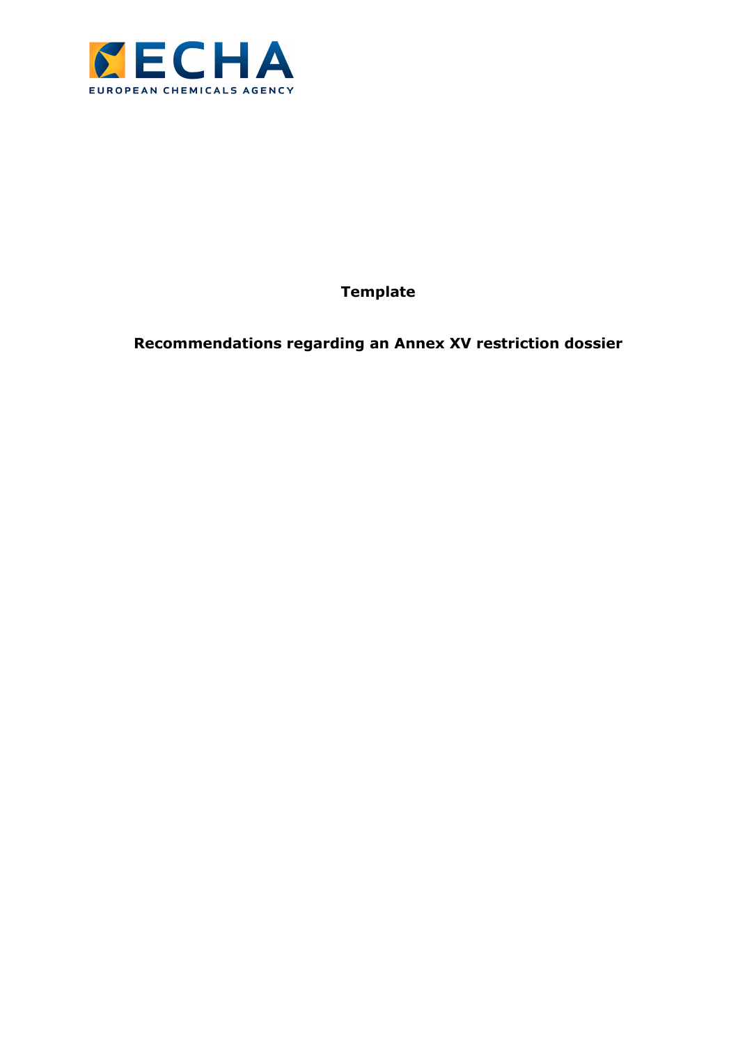**Template**

# Recommendations regarding an Annex XV restriction dossier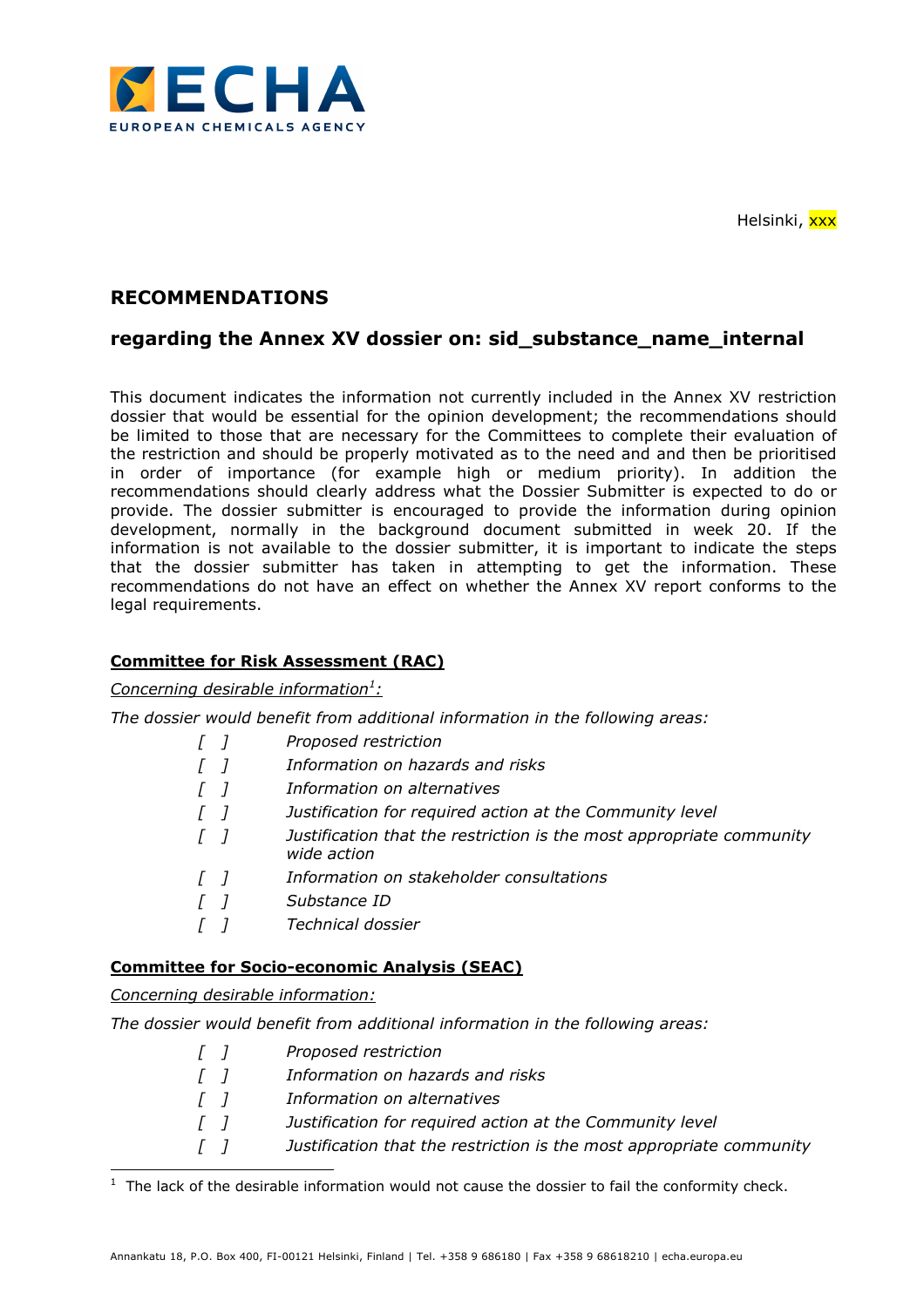Helsinki, xxx

## RECOMMENDATIONS

## regarding the Annex XV dossier on: sid_substance_name_internal

This document indicates the information not currently included in the Annex XV restriction dossier that would be essential for the opinion development; the recommendations should be limited to those that are necessary for the Committees to complete their evaluation of the restriction and should be properly motivated as to the need and and then be prioritised in order of importance (for example high or medium priority). In addition the recommendations should clearly address what the Dossier Submitter is expected to do or provide. The dossier submitter is encouraged to provide the information during opinion development, normally in the background document submitted in week 20. If the information is not available to the dossier submitter, it is important to indicate the steps that the dossier submitter has taken in attempting to get the information. These recommendations do not have an effect on whether the Annex XV report conforms to the legal requirements.

**Committee for Risk Assessment (RAC)**

*Concerning desirable information*[1]*:*

*The dossier would benefit from additional information in the following areas:*

- [ ] *Proposed restriction*
- [ ] *Information on hazards and risks*
- [ ] *Information on alternatives*
- [ ] *Justification for required action at the Community level*
- [ ] *Justification that the restriction is the most appropriate community wide action*
- [ ] *Information on stakeholder consultations*
- [ ] *Substance ID*
- [ ] *Technical dossier*

**Committee for Socio-economic Analysis (SEAC)**

*Concerning desirable information:*

*The dossier would benefit from additional information in the following areas:*

- [ ] *Proposed restriction*
- [ ] *Information on hazards and risks*
- [ ] *Information on alternatives*
- [ ] *Justification for required action at the Community level*
- [ ] *Justification that the restriction is the most appropriate community*

[1] The lack of the desirable information would not cause the dossier to fail the conformity check.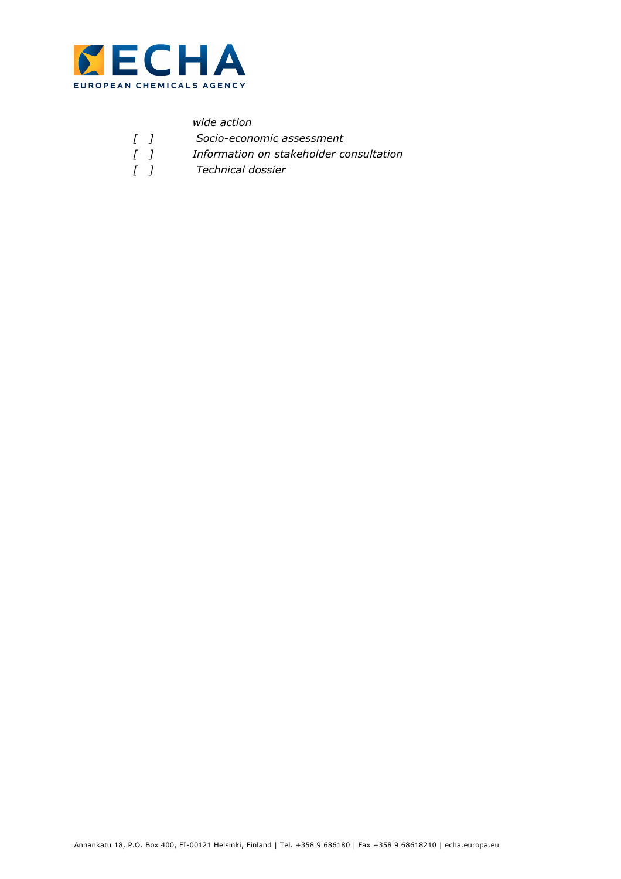*wide action*

*[ ]* *Socio-economic assessment*

*[ ]* *Information on stakeholder consultation*

*[ ]* *Technical dossier*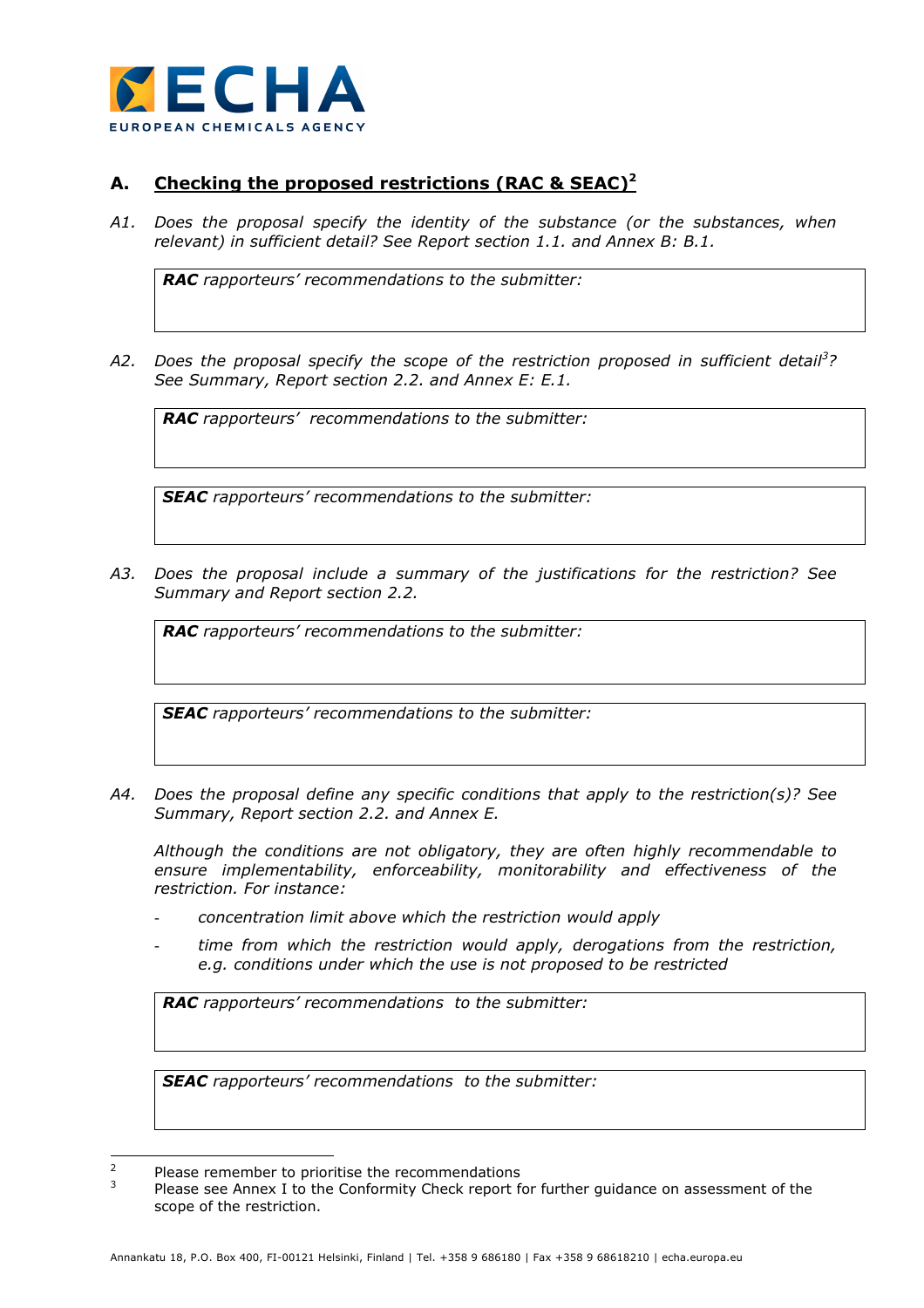## A. Checking the proposed restrictions (RAC & SEAC)[2]

*A1. Does the proposal specify the identity of the substance (or the substances, when relevant) in sufficient detail? See Report section 1.1. and Annex B: B.1.*

| ***RAC** rapporteurs' recommendations to the submitter:* |
|---|
| |

*A2. Does the proposal specify the scope of the restriction proposed in sufficient detail[3]? See Summary, Report section 2.2. and Annex E: E.1.*

| ***RAC** rapporteurs' recommendations to the submitter:* |
|---|
| |

| ***SEAC** rapporteurs' recommendations to the submitter:* |
|---|
| |

*A3. Does the proposal include a summary of the justifications for the restriction? See Summary and Report section 2.2.*

| ***RAC** rapporteurs' recommendations to the submitter:* |
|---|
| |

| ***SEAC** rapporteurs' recommendations to the submitter:* |
|---|
| |

*A4. Does the proposal define any specific conditions that apply to the restriction(s)? See Summary, Report section 2.2. and Annex E.*

*Although the conditions are not obligatory, they are often highly recommendable to ensure implementability, enforceability, monitorability and effectiveness of the restriction. For instance:*

- *concentration limit above which the restriction would apply*
- *time from which the restriction would apply, derogations from the restriction, e.g. conditions under which the use is not proposed to be restricted*

| ***RAC** rapporteurs' recommendations to the submitter:* |
|---|
| |

| ***SEAC** rapporteurs' recommendations to the submitter:* |
|---|
| |

---

[2] Please remember to prioritise the recommendations

[3] Please see Annex I to the Conformity Check report for further guidance on assessment of the scope of the restriction.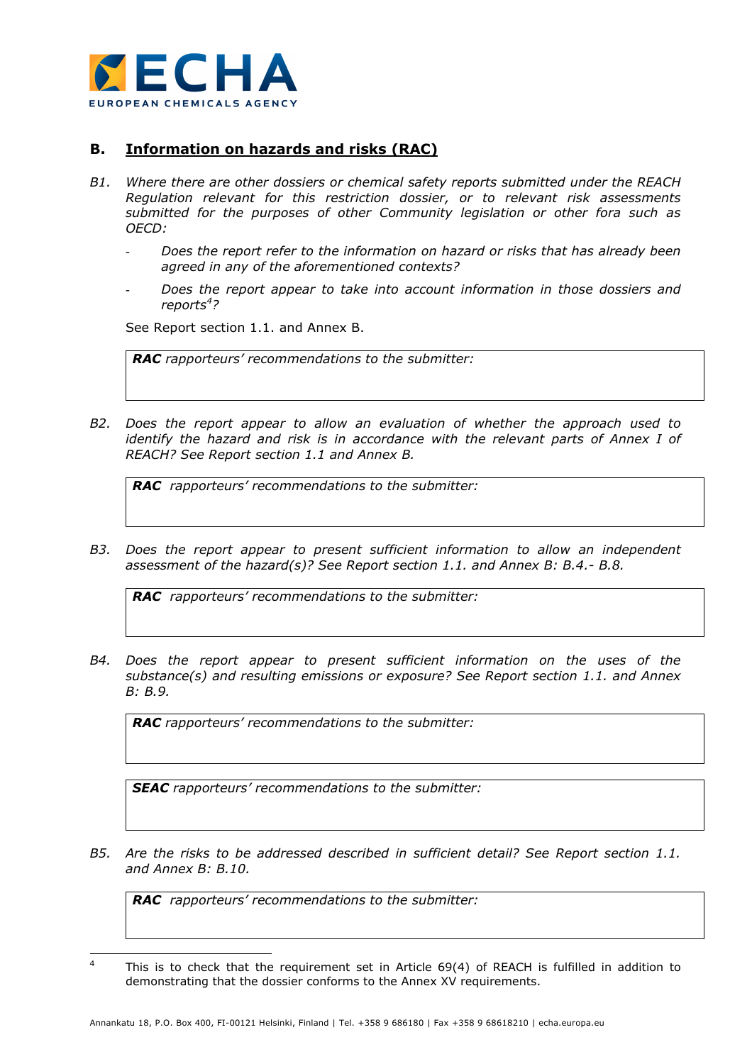## B. Information on hazards and risks (RAC)

*B1. Where there are other dossiers or chemical safety reports submitted under the REACH Regulation relevant for this restriction dossier, or to relevant risk assessments submitted for the purposes of other Community legislation or other fora such as OECD:*

- *Does the report refer to the information on hazard or risks that has already been agreed in any of the aforementioned contexts?*
- *Does the report appear to take into account information in those dossiers and reports[4]?*

See Report section 1.1. and Annex B.

| ***RAC** rapporteurs' recommendations to the submitter:* |
|---|
| |

*B2. Does the report appear to allow an evaluation of whether the approach used to identify the hazard and risk is in accordance with the relevant parts of Annex I of REACH? See Report section 1.1 and Annex B.*

| ***RAC** rapporteurs' recommendations to the submitter:* |
|---|
| |

*B3. Does the report appear to present sufficient information to allow an independent assessment of the hazard(s)? See Report section 1.1. and Annex B: B.4.- B.8.*

| ***RAC** rapporteurs' recommendations to the submitter:* |
|---|
| |

*B4. Does the report appear to present sufficient information on the uses of the substance(s) and resulting emissions or exposure? See Report section 1.1. and Annex B: B.9.*

| ***RAC** rapporteurs' recommendations to the submitter:* |
|---|
| |

| ***SEAC** rapporteurs' recommendations to the submitter:* |
|---|
| |

*B5. Are the risks to be addressed described in sufficient detail? See Report section 1.1. and Annex B: B.10.*

| ***RAC** rapporteurs' recommendations to the submitter:* |
|---|
| |

[4] This is to check that the requirement set in Article 69(4) of REACH is fulfilled in addition to demonstrating that the dossier conforms to the Annex XV requirements.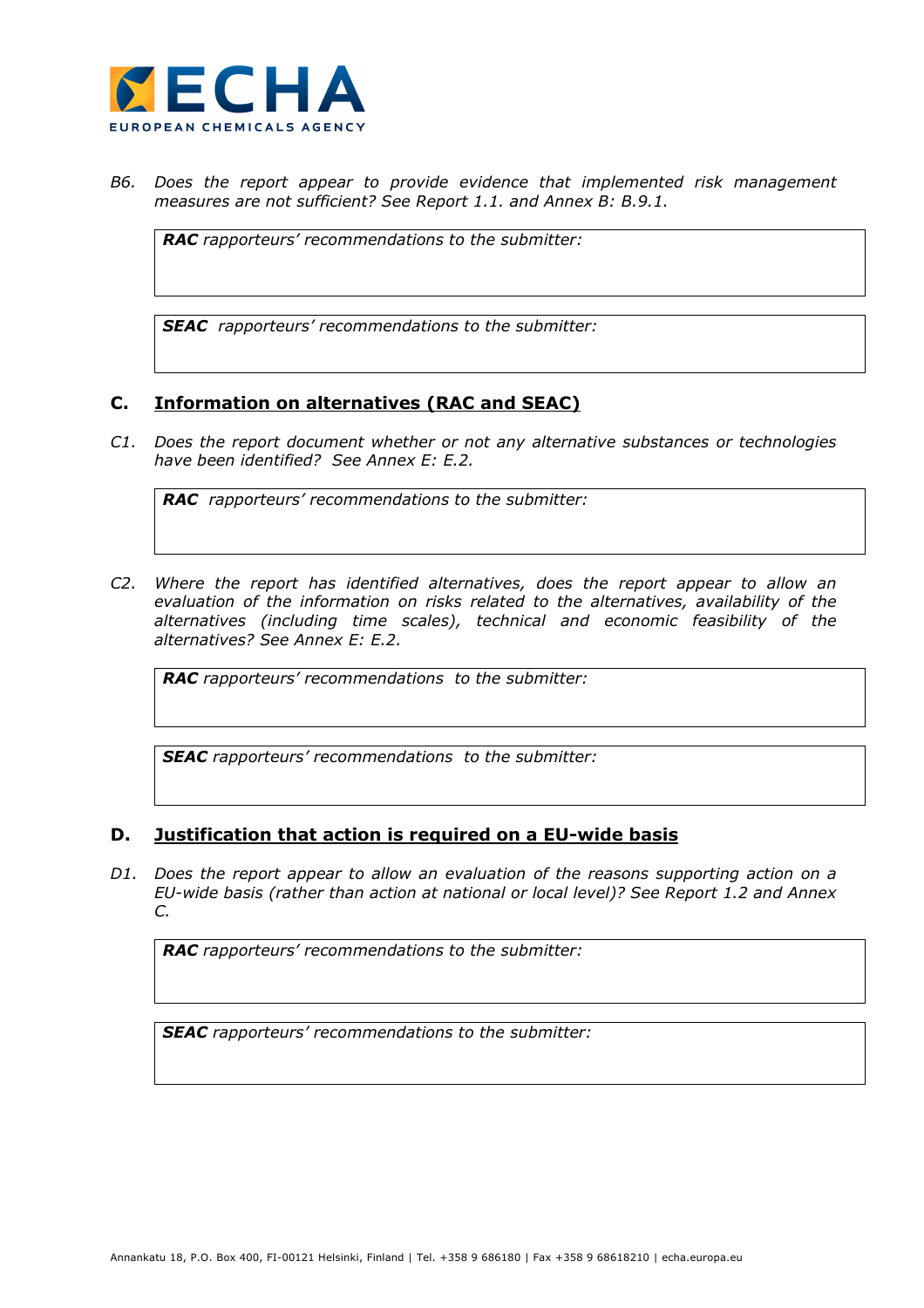*B6. Does the report appear to provide evidence that implemented risk management measures are not sufficient? See Report 1.1. and Annex B: B.9.1.*

| ***RAC** rapporteurs' recommendations to the submitter:* |
|---|
| |

| ***SEAC** rapporteurs' recommendations to the submitter:* |
|---|
| |

## C. Information on alternatives (RAC and SEAC)

*C1. Does the report document whether or not any alternative substances or technologies have been identified? See Annex E: E.2.*

| ***RAC** rapporteurs' recommendations to the submitter:* |
|---|
| |

*C2. Where the report has identified alternatives, does the report appear to allow an evaluation of the information on risks related to the alternatives, availability of the alternatives (including time scales), technical and economic feasibility of the alternatives? See Annex E: E.2.*

| ***RAC** rapporteurs' recommendations to the submitter:* |
|---|
| |

| ***SEAC** rapporteurs' recommendations to the submitter:* |
|---|
| |

## D. Justification that action is required on a EU-wide basis

*D1. Does the report appear to allow an evaluation of the reasons supporting action on a EU-wide basis (rather than action at national or local level)? See Report 1.2 and Annex C.*

| ***RAC** rapporteurs' recommendations to the submitter:* |
|---|
| |

| ***SEAC** rapporteurs' recommendations to the submitter:* |
|---|
| |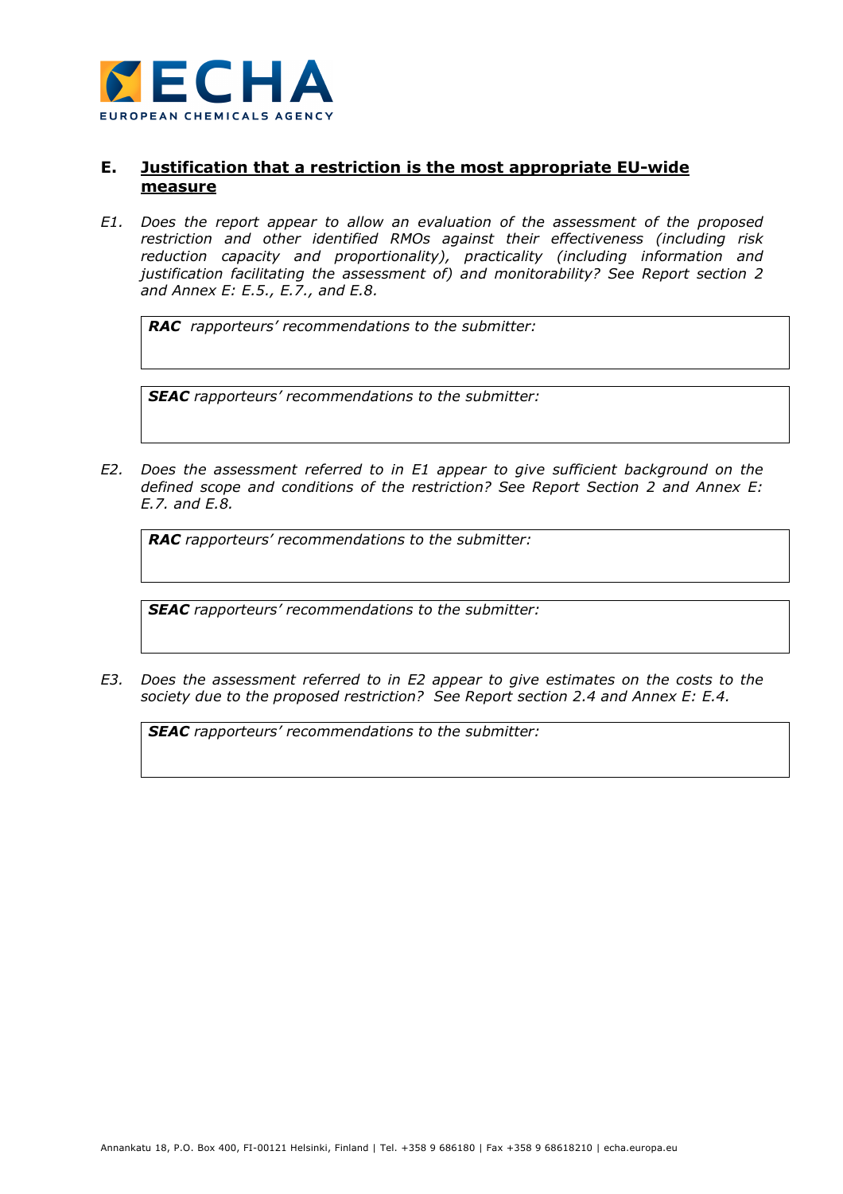## E. Justification that a restriction is the most appropriate EU-wide measure

*E1. Does the report appear to allow an evaluation of the assessment of the proposed restriction and other identified RMOs against their effectiveness (including risk reduction capacity and proportionality), practicality (including information and justification facilitating the assessment of) and monitorability? See Report section 2 and Annex E: E.5., E.7., and E.8.*

| ***RAC*** *rapporteurs' recommendations to the submitter:* |
|---|
| |

| ***SEAC*** *rapporteurs' recommendations to the submitter:* |
|---|
| |

*E2. Does the assessment referred to in E1 appear to give sufficient background on the defined scope and conditions of the restriction? See Report Section 2 and Annex E: E.7. and E.8.*

| ***RAC*** *rapporteurs' recommendations to the submitter:* |
|---|
| |

| ***SEAC*** *rapporteurs' recommendations to the submitter:* |
|---|
| |

*E3. Does the assessment referred to in E2 appear to give estimates on the costs to the society due to the proposed restriction? See Report section 2.4 and Annex E: E.4.*

| ***SEAC*** *rapporteurs' recommendations to the submitter:* |
|---|
| |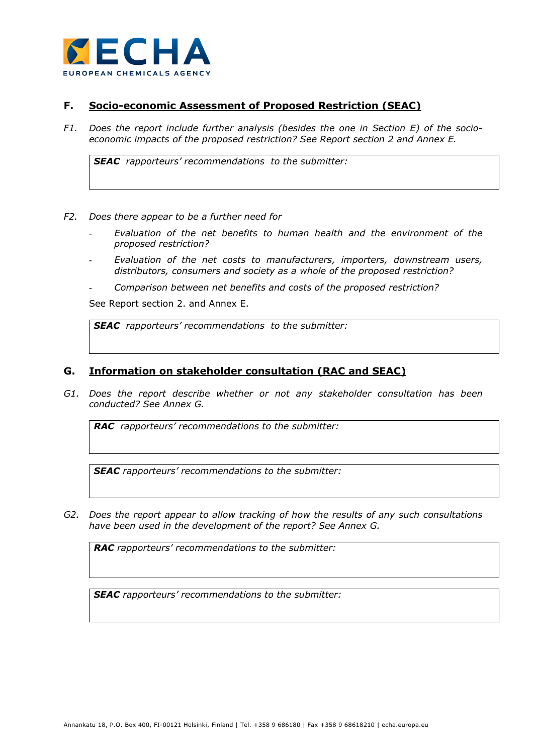## F. Socio-economic Assessment of Proposed Restriction (SEAC)

*F1. Does the report include further analysis (besides the one in Section E) of the socio-economic impacts of the proposed restriction? See Report section 2 and Annex E.*

| ***SEAC** rapporteurs' recommendations to the submitter:* |
|---|
| |

*F2. Does there appear to be a further need for*

- *Evaluation of the net benefits to human health and the environment of the proposed restriction?*
- *Evaluation of the net costs to manufacturers, importers, downstream users, distributors, consumers and society as a whole of the proposed restriction?*
- *Comparison between net benefits and costs of the proposed restriction?*

See Report section 2. and Annex E.

| ***SEAC** rapporteurs' recommendations to the submitter:* |
|---|
| |

## G. Information on stakeholder consultation (RAC and SEAC)

*G1. Does the report describe whether or not any stakeholder consultation has been conducted? See Annex G.*

| ***RAC** rapporteurs' recommendations to the submitter:* |
|---|
| |

| ***SEAC** rapporteurs' recommendations to the submitter:* |
|---|
| |

*G2. Does the report appear to allow tracking of how the results of any such consultations have been used in the development of the report? See Annex G.*

| ***RAC** rapporteurs' recommendations to the submitter:* |
|---|
| |

| ***SEAC** rapporteurs' recommendations to the submitter:* |
|---|
| |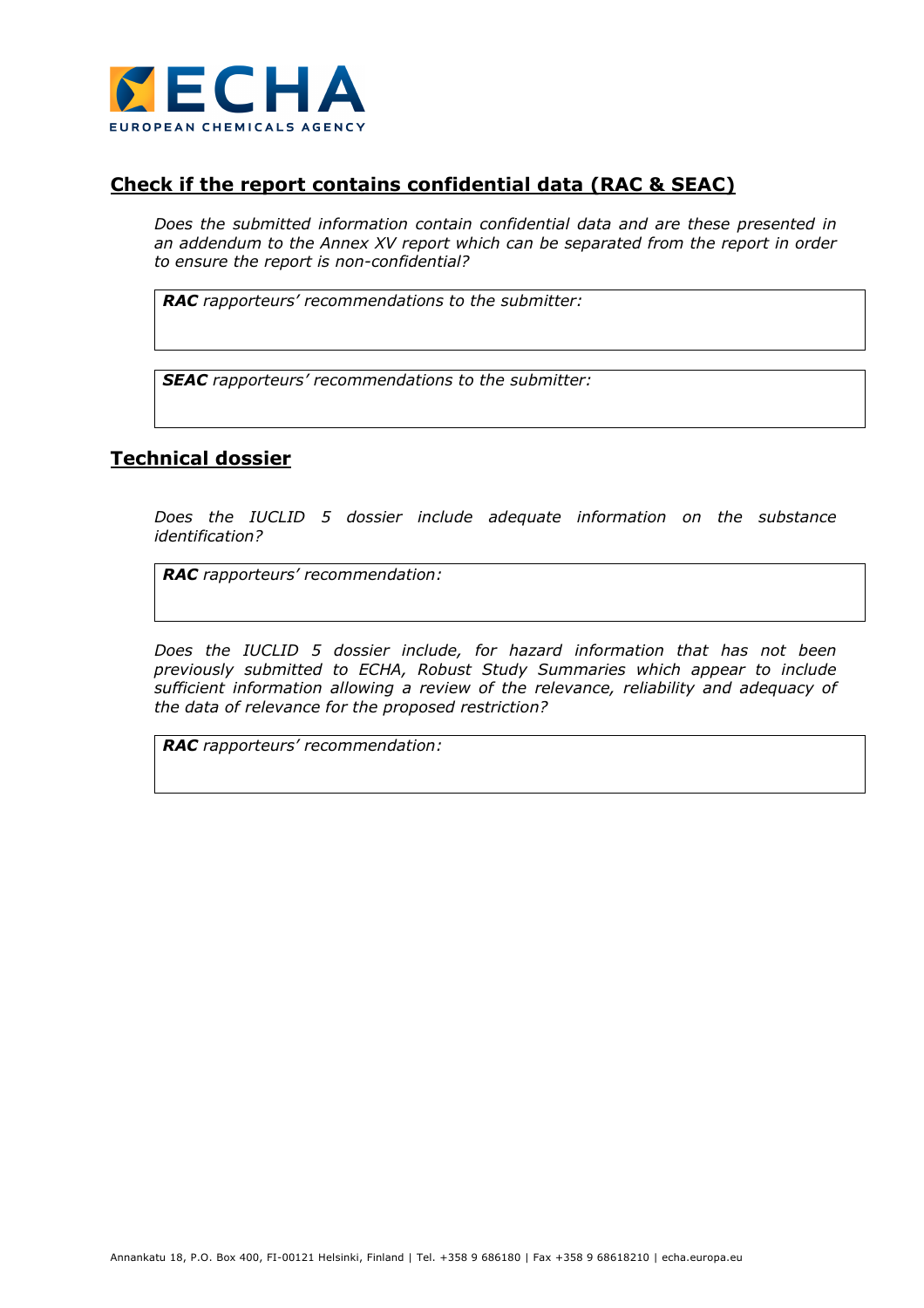## Check if the report contains confidential data (RAC & SEAC)

*Does the submitted information contain confidential data and are these presented in an addendum to the Annex XV report which can be separated from the report in order to ensure the report is non-confidential?*

| |
|---|
| ***RAC** rapporteurs' recommendations to the submitter:* |

| |
|---|
| ***SEAC** rapporteurs' recommendations to the submitter:* |

## Technical dossier

*Does the IUCLID 5 dossier include adequate information on the substance identification?*

| |
|---|
| ***RAC** rapporteurs' recommendation:* |

*Does the IUCLID 5 dossier include, for hazard information that has not been previously submitted to ECHA, Robust Study Summaries which appear to include sufficient information allowing a review of the relevance, reliability and adequacy of the data of relevance for the proposed restriction?*

| |
|---|
| ***RAC** rapporteurs' recommendation:* |